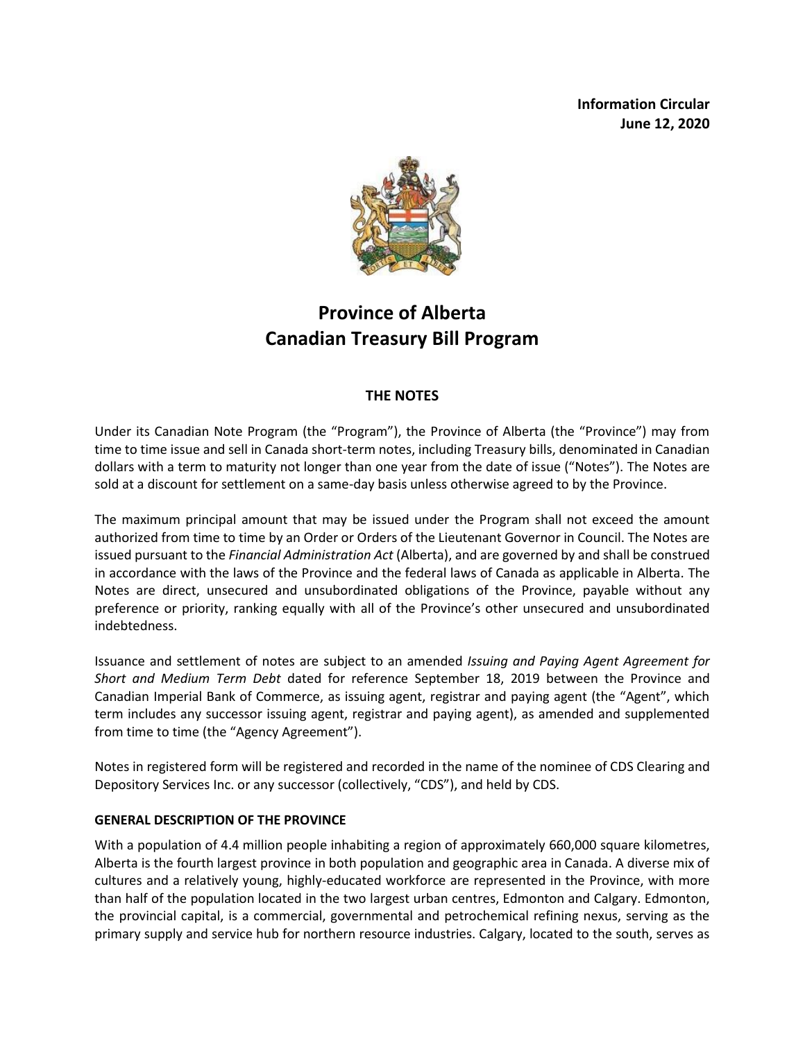**Information Circular**
**June 12, 2020**

# Province of Alberta
# Canadian Treasury Bill Program

## THE NOTES

Under its Canadian Note Program (the "Program"), the Province of Alberta (the "Province") may from time to time issue and sell in Canada short-term notes, including Treasury bills, denominated in Canadian dollars with a term to maturity not longer than one year from the date of issue ("Notes"). The Notes are sold at a discount for settlement on a same-day basis unless otherwise agreed to by the Province.

The maximum principal amount that may be issued under the Program shall not exceed the amount authorized from time to time by an Order or Orders of the Lieutenant Governor in Council. The Notes are issued pursuant to the *Financial Administration Act* (Alberta), and are governed by and shall be construed in accordance with the laws of the Province and the federal laws of Canada as applicable in Alberta. The Notes are direct, unsecured and unsubordinated obligations of the Province, payable without any preference or priority, ranking equally with all of the Province's other unsecured and unsubordinated indebtedness.

Issuance and settlement of notes are subject to an amended *Issuing and Paying Agent Agreement for Short and Medium Term Debt* dated for reference September 18, 2019 between the Province and Canadian Imperial Bank of Commerce, as issuing agent, registrar and paying agent (the "Agent", which term includes any successor issuing agent, registrar and paying agent), as amended and supplemented from time to time (the "Agency Agreement").

Notes in registered form will be registered and recorded in the name of the nominee of CDS Clearing and Depository Services Inc. or any successor (collectively, "CDS"), and held by CDS.

### GENERAL DESCRIPTION OF THE PROVINCE

With a population of 4.4 million people inhabiting a region of approximately 660,000 square kilometres, Alberta is the fourth largest province in both population and geographic area in Canada. A diverse mix of cultures and a relatively young, highly-educated workforce are represented in the Province, with more than half of the population located in the two largest urban centres, Edmonton and Calgary. Edmonton, the provincial capital, is a commercial, governmental and petrochemical refining nexus, serving as the primary supply and service hub for northern resource industries. Calgary, located to the south, serves as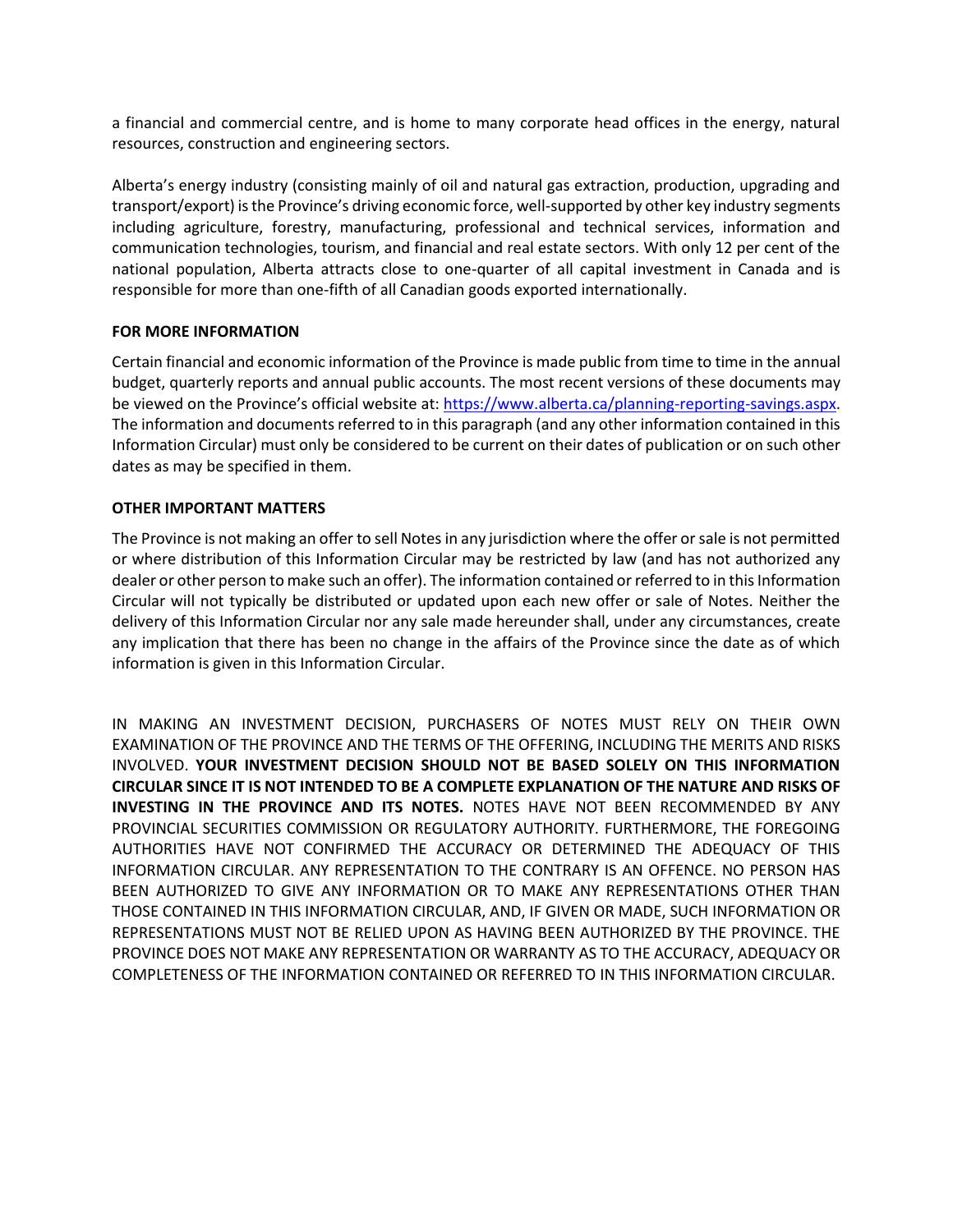a financial and commercial centre, and is home to many corporate head offices in the energy, natural resources, construction and engineering sectors.

Alberta's energy industry (consisting mainly of oil and natural gas extraction, production, upgrading and transport/export) is the Province's driving economic force, well-supported by other key industry segments including agriculture, forestry, manufacturing, professional and technical services, information and communication technologies, tourism, and financial and real estate sectors. With only 12 per cent of the national population, Alberta attracts close to one-quarter of all capital investment in Canada and is responsible for more than one-fifth of all Canadian goods exported internationally.

**FOR MORE INFORMATION**

Certain financial and economic information of the Province is made public from time to time in the annual budget, quarterly reports and annual public accounts. The most recent versions of these documents may be viewed on the Province's official website at: [https://www.alberta.ca/planning-reporting-savings.aspx](https://www.alberta.ca/planning-reporting-savings.aspx). The information and documents referred to in this paragraph (and any other information contained in this Information Circular) must only be considered to be current on their dates of publication or on such other dates as may be specified in them.

**OTHER IMPORTANT MATTERS**

The Province is not making an offer to sell Notes in any jurisdiction where the offer or sale is not permitted or where distribution of this Information Circular may be restricted by law (and has not authorized any dealer or other person to make such an offer). The information contained or referred to in this Information Circular will not typically be distributed or updated upon each new offer or sale of Notes. Neither the delivery of this Information Circular nor any sale made hereunder shall, under any circumstances, create any implication that there has been no change in the affairs of the Province since the date as of which information is given in this Information Circular.

IN MAKING AN INVESTMENT DECISION, PURCHASERS OF NOTES MUST RELY ON THEIR OWN EXAMINATION OF THE PROVINCE AND THE TERMS OF THE OFFERING, INCLUDING THE MERITS AND RISKS INVOLVED. **YOUR INVESTMENT DECISION SHOULD NOT BE BASED SOLELY ON THIS INFORMATION CIRCULAR SINCE IT IS NOT INTENDED TO BE A COMPLETE EXPLANATION OF THE NATURE AND RISKS OF INVESTING IN THE PROVINCE AND ITS NOTES.** NOTES HAVE NOT BEEN RECOMMENDED BY ANY PROVINCIAL SECURITIES COMMISSION OR REGULATORY AUTHORITY. FURTHERMORE, THE FOREGOING AUTHORITIES HAVE NOT CONFIRMED THE ACCURACY OR DETERMINED THE ADEQUACY OF THIS INFORMATION CIRCULAR. ANY REPRESENTATION TO THE CONTRARY IS AN OFFENCE. NO PERSON HAS BEEN AUTHORIZED TO GIVE ANY INFORMATION OR TO MAKE ANY REPRESENTATIONS OTHER THAN THOSE CONTAINED IN THIS INFORMATION CIRCULAR, AND, IF GIVEN OR MADE, SUCH INFORMATION OR REPRESENTATIONS MUST NOT BE RELIED UPON AS HAVING BEEN AUTHORIZED BY THE PROVINCE. THE PROVINCE DOES NOT MAKE ANY REPRESENTATION OR WARRANTY AS TO THE ACCURACY, ADEQUACY OR COMPLETENESS OF THE INFORMATION CONTAINED OR REFERRED TO IN THIS INFORMATION CIRCULAR.